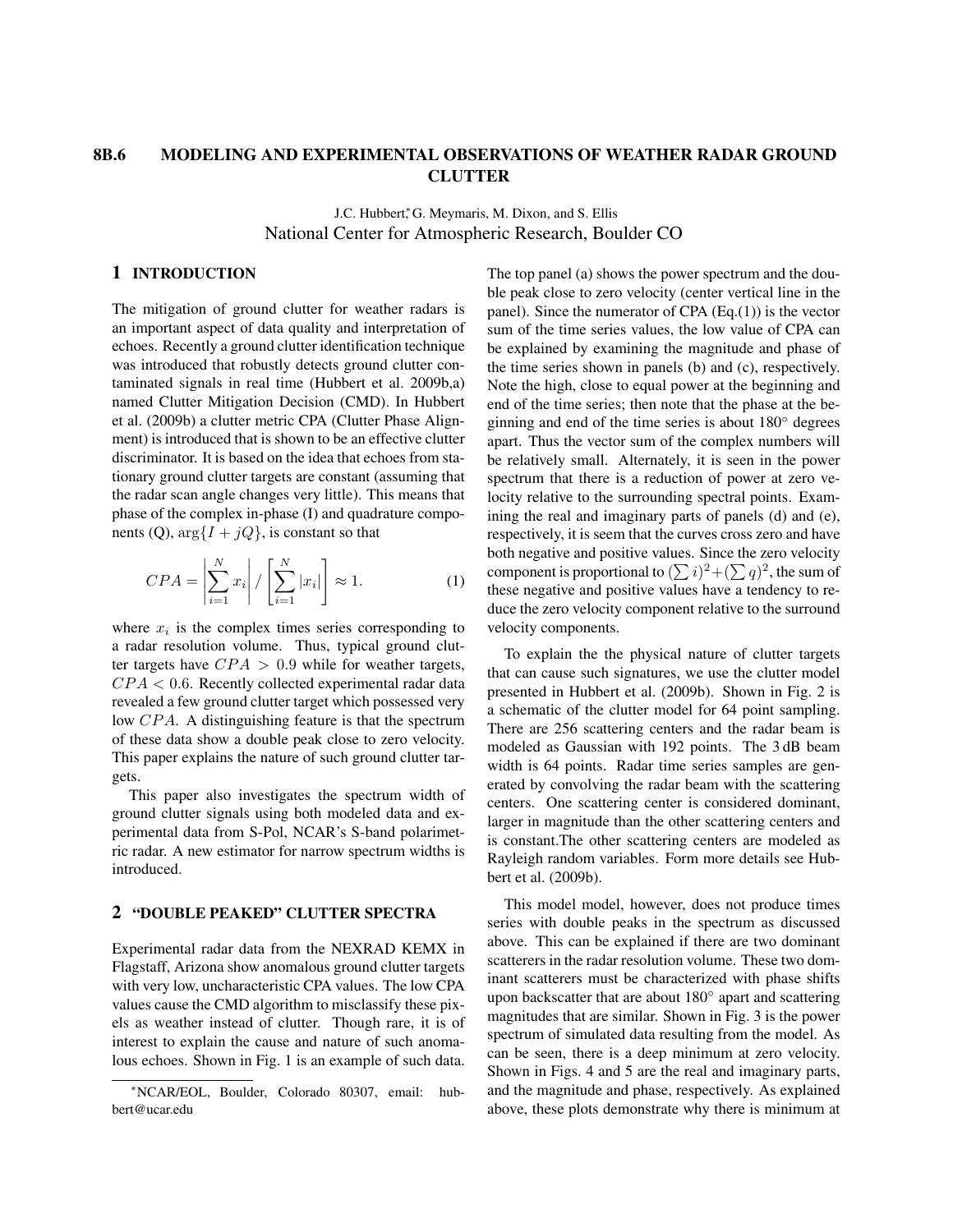# 8B.6 MODELING AND EXPERIMENTAL OBSERVATIONS OF WEATHER RADAR GROUND CLUTTER

J.C. Hubbert[*], G. Meymaris, M. Dixon, and S. Ellis
National Center for Atmospheric Research, Boulder CO

## 1 INTRODUCTION

The mitigation of ground clutter for weather radars is an important aspect of data quality and interpretation of echoes. Recently a ground clutter identification technique was introduced that robustly detects ground clutter contaminated signals in real time (Hubbert et al. 2009b,a) named Clutter Mitigation Decision (CMD). In Hubbert et al. (2009b) a clutter metric CPA (Clutter Phase Alignment) is introduced that is shown to be an effective clutter discriminator. It is based on the idea that echoes from stationary ground clutter targets are constant (assuming that the radar scan angle changes very little). This means that phase of the complex in-phase (I) and quadrature components (Q), $\arg\{I + jQ\}$, is constant so that

$$CPA = \left|\sum_{i=1}^{N} x_i\right| / \left[\sum_{i=1}^{N} |x_i|\right] \approx 1. \quad (1)$$

where $x_i$ is the complex times series corresponding to a radar resolution volume. Thus, typical ground clutter targets have $CPA > 0.9$ while for weather targets, $CPA < 0.6$. Recently collected experimental radar data revealed a few ground clutter target which possessed very low $CPA$. A distinguishing feature is that the spectrum of these data show a double peak close to zero velocity. This paper explains the nature of such ground clutter targets.

This paper also investigates the spectrum width of ground clutter signals using both modeled data and experimental data from S-Pol, NCAR's S-band polarimetric radar. A new estimator for narrow spectrum widths is introduced.

## 2 "DOUBLE PEAKED" CLUTTER SPECTRA

Experimental radar data from the NEXRAD KEMX in Flagstaff, Arizona show anomalous ground clutter targets with very low, uncharacteristic CPA values. The low CPA values cause the CMD algorithm to misclassify these pixels as weather instead of clutter. Though rare, it is of interest to explain the cause and nature of such anomalous echoes. Shown in Fig. 1 is an example of such data. The top panel (a) shows the power spectrum and the double peak close to zero velocity (center vertical line in the panel). Since the numerator of CPA (Eq.(1)) is the vector sum of the time series values, the low value of CPA can be explained by examining the magnitude and phase of the time series shown in panels (b) and (c), respectively. Note the high, close to equal power at the beginning and end of the time series; then note that the phase at the beginning and end of the time series is about 180° degrees apart. Thus the vector sum of the complex numbers will be relatively small. Alternately, it is seen in the power spectrum that there is a reduction of power at zero velocity relative to the surrounding spectral points. Examining the real and imaginary parts of panels (d) and (e), respectively, it is seem that the curves cross zero and have both negative and positive values. Since the zero velocity component is proportional to $(\sum i)^2 + (\sum q)^2$, the sum of these negative and positive values have a tendency to reduce the zero velocity component relative to the surround velocity components.

To explain the the physical nature of clutter targets that can cause such signatures, we use the clutter model presented in Hubbert et al. (2009b). Shown in Fig. 2 is a schematic of the clutter model for 64 point sampling. There are 256 scattering centers and the radar beam is modeled as Gaussian with 192 points. The 3 dB beam width is 64 points. Radar time series samples are generated by convolving the radar beam with the scattering centers. One scattering center is considered dominant, larger in magnitude than the other scattering centers and is constant.The other scattering centers are modeled as Rayleigh random variables. Form more details see Hubbert et al. (2009b).

This model model, however, does not produce times series with double peaks in the spectrum as discussed above. This can be explained if there are two dominant scatterers in the radar resolution volume. These two dominant scatterers must be characterized with phase shifts upon backscatter that are about 180° apart and scattering magnitudes that are similar. Shown in Fig. 3 is the power spectrum of simulated data resulting from the model. As can be seen, there is a deep minimum at zero velocity. Shown in Figs. 4 and 5 are the real and imaginary parts, and the magnitude and phase, respectively. As explained above, these plots demonstrate why there is minimum at

[*]NCAR/EOL, Boulder, Colorado 80307, email: hubbert@ucar.edu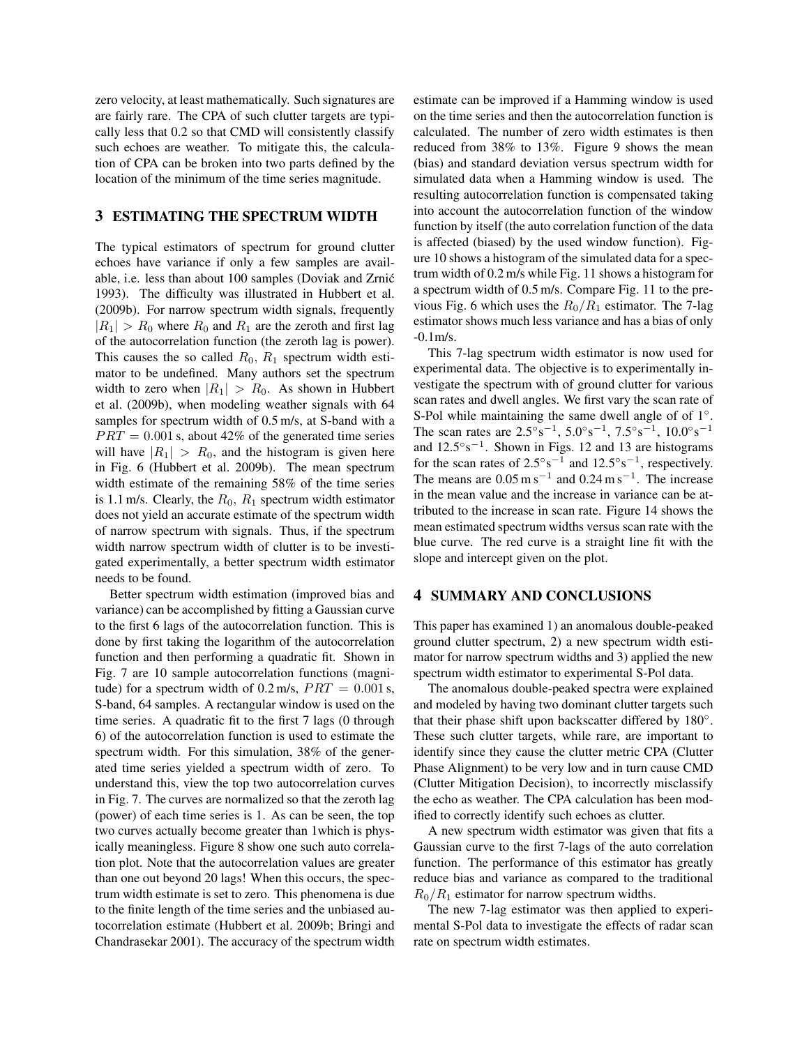zero velocity, at least mathematically. Such signatures are are fairly rare. The CPA of such clutter targets are typically less that 0.2 so that CMD will consistently classify such echoes are weather. To mitigate this, the calculation of CPA can be broken into two parts defined by the location of the minimum of the time series magnitude.

## 3 ESTIMATING THE SPECTRUM WIDTH

The typical estimators of spectrum for ground clutter echoes have variance if only a few samples are available, i.e. less than about 100 samples (Doviak and Zrnić 1993). The difficulty was illustrated in Hubbert et al. (2009b). For narrow spectrum width signals, frequently $|R_1| > R_0$ where $R_0$ and $R_1$ are the zeroth and first lag of the autocorrelation function (the zeroth lag is power). This causes the so called $R_0$, $R_1$ spectrum width estimator to be undefined. Many authors set the spectrum width to zero when $|R_1| > R_0$. As shown in Hubbert et al. (2009b), when modeling weather signals with 64 samples for spectrum width of 0.5 m/s, at S-band with a $PRT = 0.001$ s, about 42% of the generated time series will have $|R_1| > R_0$, and the histogram is given here in Fig. 6 (Hubbert et al. 2009b). The mean spectrum width estimate of the remaining 58% of the time series is 1.1 m/s. Clearly, the $R_0$, $R_1$ spectrum width estimator does not yield an accurate estimate of the spectrum width of narrow spectrum with signals. Thus, if the spectrum width narrow spectrum width of clutter is to be investigated experimentally, a better spectrum width estimator needs to be found.

Better spectrum width estimation (improved bias and variance) can be accomplished by fitting a Gaussian curve to the first 6 lags of the autocorrelation function. This is done by first taking the logarithm of the autocorrelation function and then performing a quadratic fit. Shown in Fig. 7 are 10 sample autocorrelation functions (magnitude) for a spectrum width of 0.2 m/s, $PRT = 0.001$ s, S-band, 64 samples. A rectangular window is used on the time series. A quadratic fit to the first 7 lags (0 through 6) of the autocorrelation function is used to estimate the spectrum width. For this simulation, 38% of the generated time series yielded a spectrum width of zero. To understand this, view the top two autocorrelation curves in Fig. 7. The curves are normalized so that the zeroth lag (power) of each time series is 1. As can be seen, the top two curves actually become greater than 1which is physically meaningless. Figure 8 show one such auto correlation plot. Note that the autocorrelation values are greater than one out beyond 20 lags! When this occurs, the spectrum width estimate is set to zero. This phenomena is due to the finite length of the time series and the unbiased autocorrelation estimate (Hubbert et al. 2009b; Bringi and Chandrasekar 2001). The accuracy of the spectrum width estimate can be improved if a Hamming window is used on the time series and then the autocorrelation function is calculated. The number of zero width estimates is then reduced from 38% to 13%. Figure 9 shows the mean (bias) and standard deviation versus spectrum width for simulated data when a Hamming window is used. The resulting autocorrelation function is compensated taking into account the autocorrelation function of the window function by itself (the auto correlation function of the data is affected (biased) by the used window function). Figure 10 shows a histogram of the simulated data for a spectrum width of 0.2 m/s while Fig. 11 shows a histogram for a spectrum width of 0.5 m/s. Compare Fig. 11 to the previous Fig. 6 which uses the $R_0/R_1$ estimator. The 7-lag estimator shows much less variance and has a bias of only -0.1m/s.

This 7-lag spectrum width estimator is now used for experimental data. The objective is to experimentally investigate the spectrum with of ground clutter for various scan rates and dwell angles. We first vary the scan rate of S-Pol while maintaining the same dwell angle of of 1°. The scan rates are $2.5^{\circ}\mathrm{s}^{-1}$, $5.0^{\circ}\mathrm{s}^{-1}$, $7.5^{\circ}\mathrm{s}^{-1}$, $10.0^{\circ}\mathrm{s}^{-1}$ and $12.5^{\circ}\mathrm{s}^{-1}$. Shown in Figs. 12 and 13 are histograms for the scan rates of $2.5^{\circ}\mathrm{s}^{-1}$ and $12.5^{\circ}\mathrm{s}^{-1}$, respectively. The means are $0.05\,\mathrm{m\,s}^{-1}$ and $0.24\,\mathrm{m\,s}^{-1}$. The increase in the mean value and the increase in variance can be attributed to the increase in scan rate. Figure 14 shows the mean estimated spectrum widths versus scan rate with the blue curve. The red curve is a straight line fit with the slope and intercept given on the plot.

## 4 SUMMARY AND CONCLUSIONS

This paper has examined 1) an anomalous double-peaked ground clutter spectrum, 2) a new spectrum width estimator for narrow spectrum widths and 3) applied the new spectrum width estimator to experimental S-Pol data.

The anomalous double-peaked spectra were explained and modeled by having two dominant clutter targets such that their phase shift upon backscatter differed by 180°. These such clutter targets, while rare, are important to identify since they cause the clutter metric CPA (Clutter Phase Alignment) to be very low and in turn cause CMD (Clutter Mitigation Decision), to incorrectly misclassify the echo as weather. The CPA calculation has been modified to correctly identify such echoes as clutter.

A new spectrum width estimator was given that fits a Gaussian curve to the first 7-lags of the auto correlation function. The performance of this estimator has greatly reduce bias and variance as compared to the traditional $R_0/R_1$ estimator for narrow spectrum widths.

The new 7-lag estimator was then applied to experimental S-Pol data to investigate the effects of radar scan rate on spectrum width estimates.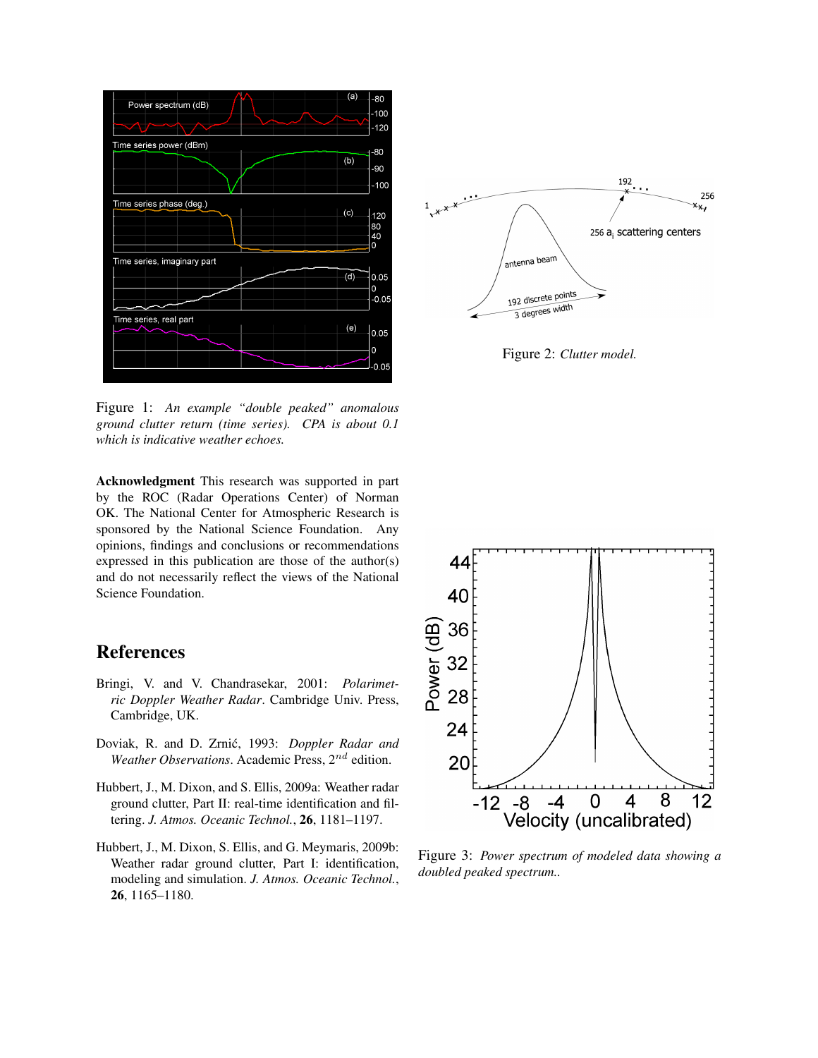Figure 1: *An example "double peaked" anomalous ground clutter return (time series). CPA is about 0.1 which is indicative weather echoes.*

Figure 2: *Clutter model.*

**Acknowledgment** This research was supported in part by the ROC (Radar Operations Center) of Norman OK. The National Center for Atmospheric Research is sponsored by the National Science Foundation. Any opinions, findings and conclusions or recommendations expressed in this publication are those of the author(s) and do not necessarily reflect the views of the National Science Foundation.

Figure 3: *Power spectrum of modeled data showing a doubled peaked spectrum..*

## References

Bringi, V. and V. Chandrasekar, 2001: *Polarimetric Doppler Weather Radar*. Cambridge Univ. Press, Cambridge, UK.

Doviak, R. and D. Zrnić, 1993: *Doppler Radar and Weather Observations*. Academic Press, $2^{nd}$ edition.

Hubbert, J., M. Dixon, and S. Ellis, 2009a: Weather radar ground clutter, Part II: real-time identification and filtering. *J. Atmos. Oceanic Technol.*, **26**, 1181–1197.

Hubbert, J., M. Dixon, S. Ellis, and G. Meymaris, 2009b: Weather radar ground clutter, Part I: identification, modeling and simulation. *J. Atmos. Oceanic Technol.*, **26**, 1165–1180.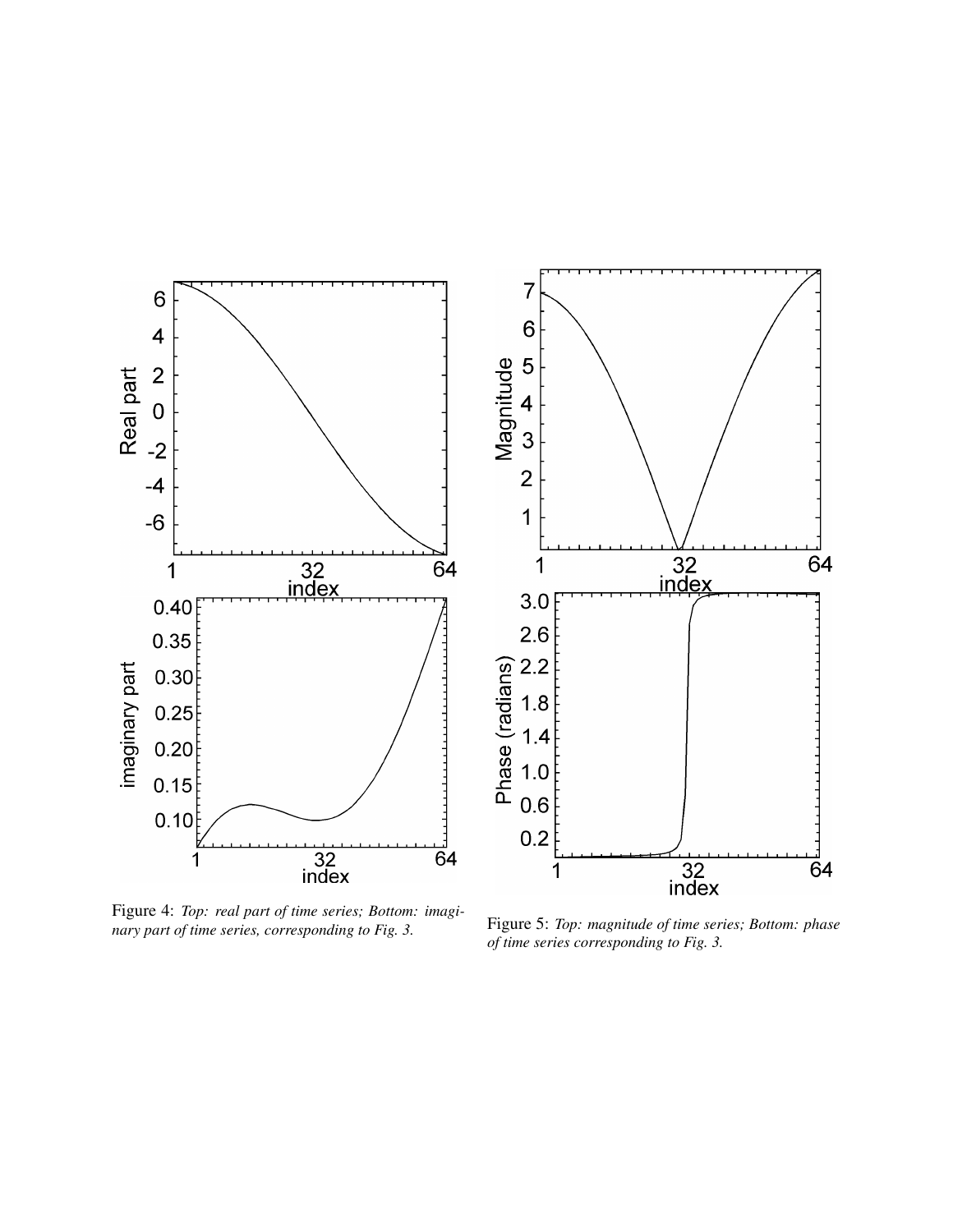Figure 4: *Top: real part of time series; Bottom: imaginary part of time series, corresponding to Fig. 3.*

Figure 5: *Top: magnitude of time series; Bottom: phase of time series corresponding to Fig. 3.*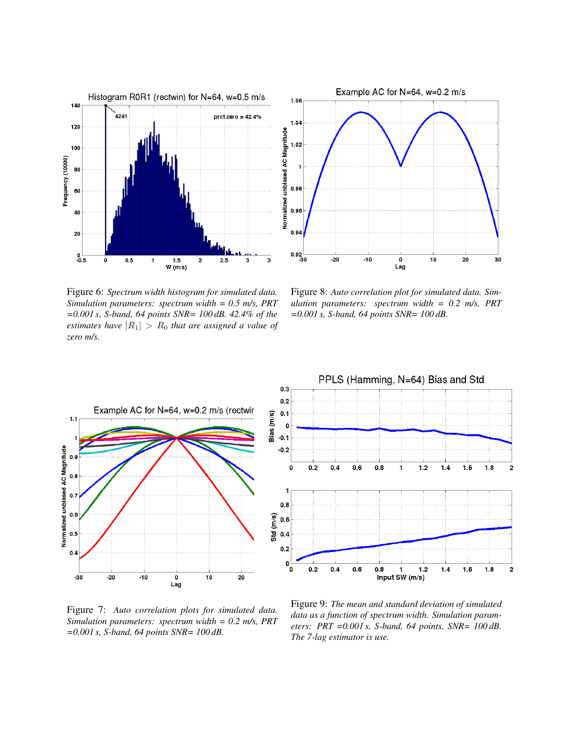Figure 6: *Spectrum width histogram for simulated data. Simulation parameters: spectrum width = 0.5 m/s, PRT =0.001 s, S-band, 64 points SNR= 100 dB. 42.4% of the estimates have $|R_1| > R_0$ that are assigned a value of zero m/s.*

Figure 8: *Auto correlation plot for simulated data. Simulation parameters: spectrum width = 0.2 m/s, PRT =0.001 s, S-band, 64 points SNR= 100 dB.*

Figure 7: *Auto correlation plots for simulated data. Simulation parameters: spectrum width = 0.2 m/s, PRT =0.001 s, S-band, 64 points SNR= 100 dB.*

Figure 9: *The mean and standard deviation of simulated data as a function of spectrum width. Simulation parameters: PRT =0.001 s, S-band, 64 points, SNR= 100 dB. The 7-lag estimator is use.*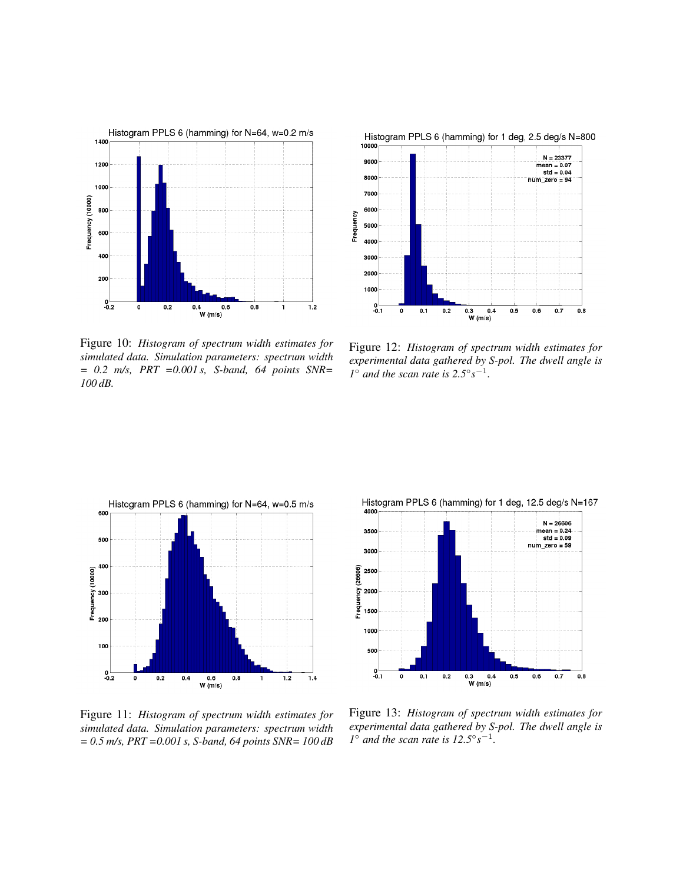Figure 10: *Histogram of spectrum width estimates for simulated data. Simulation parameters: spectrum width = 0.2 m/s, PRT =0.001 s, S-band, 64 points SNR= 100 dB.*

Figure 12: *Histogram of spectrum width estimates for experimental data gathered by S-pol. The dwell angle is 1° and the scan rate is 2.5°$s^{-1}$.*

Figure 11: *Histogram of spectrum width estimates for simulated data. Simulation parameters: spectrum width = 0.5 m/s, PRT =0.001 s, S-band, 64 points SNR= 100 dB*

Figure 13: *Histogram of spectrum width estimates for experimental data gathered by S-pol. The dwell angle is 1° and the scan rate is 12.5°$s^{-1}$.*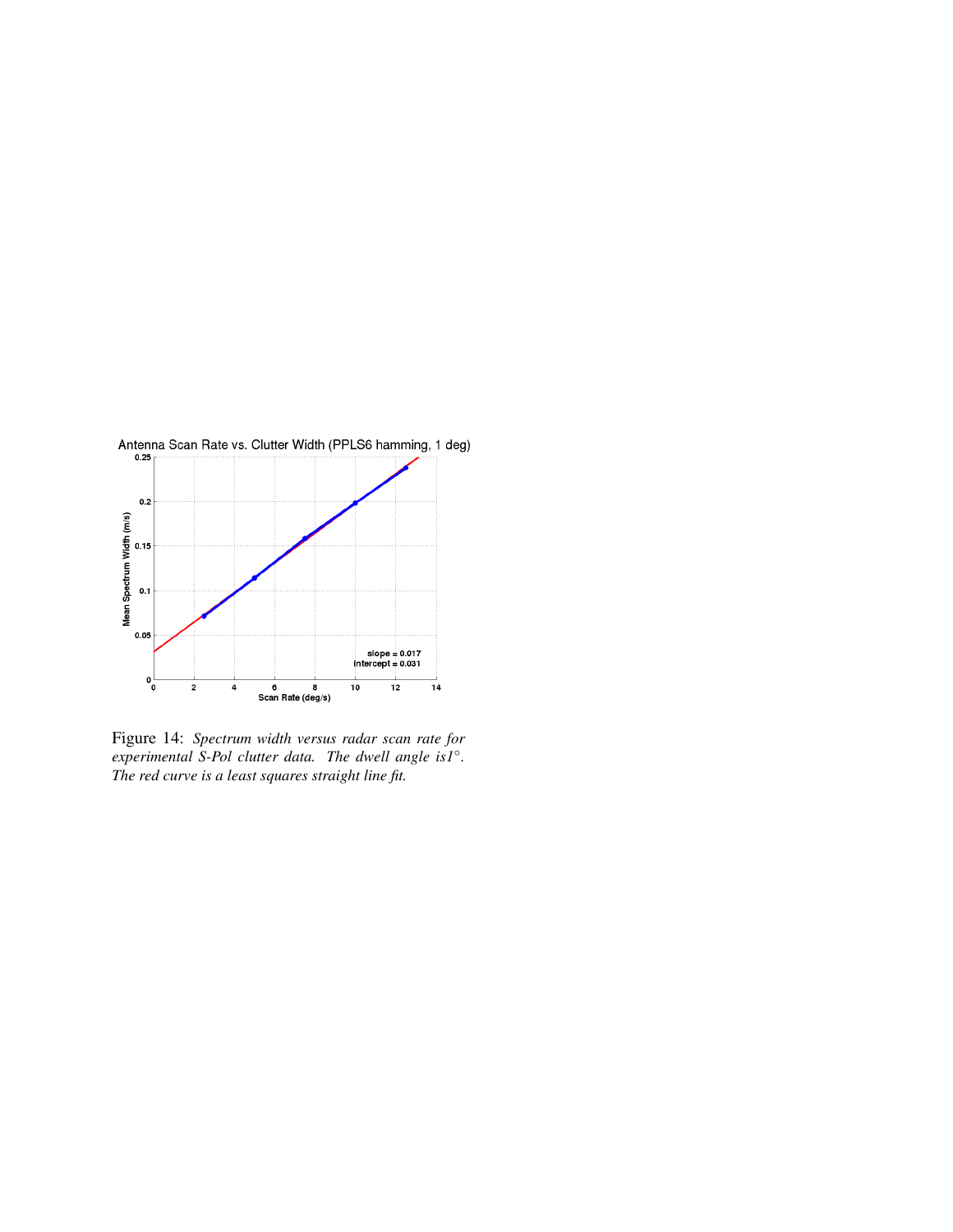Antenna Scan Rate vs. Clutter Width (PPLS6 hamming, 1 deg)

Mean Spectrum Width (m/s)

0.25
0.2
0.15
0.1
0.05
0

0 2 4 6 8 10 12 14

Scan Rate (deg/s)

slope = 0.017
intercept = 0.031

Figure 14: *Spectrum width versus radar scan rate for experimental S-Pol clutter data. The dwell angle is1°. The red curve is a least squares straight line fit.*